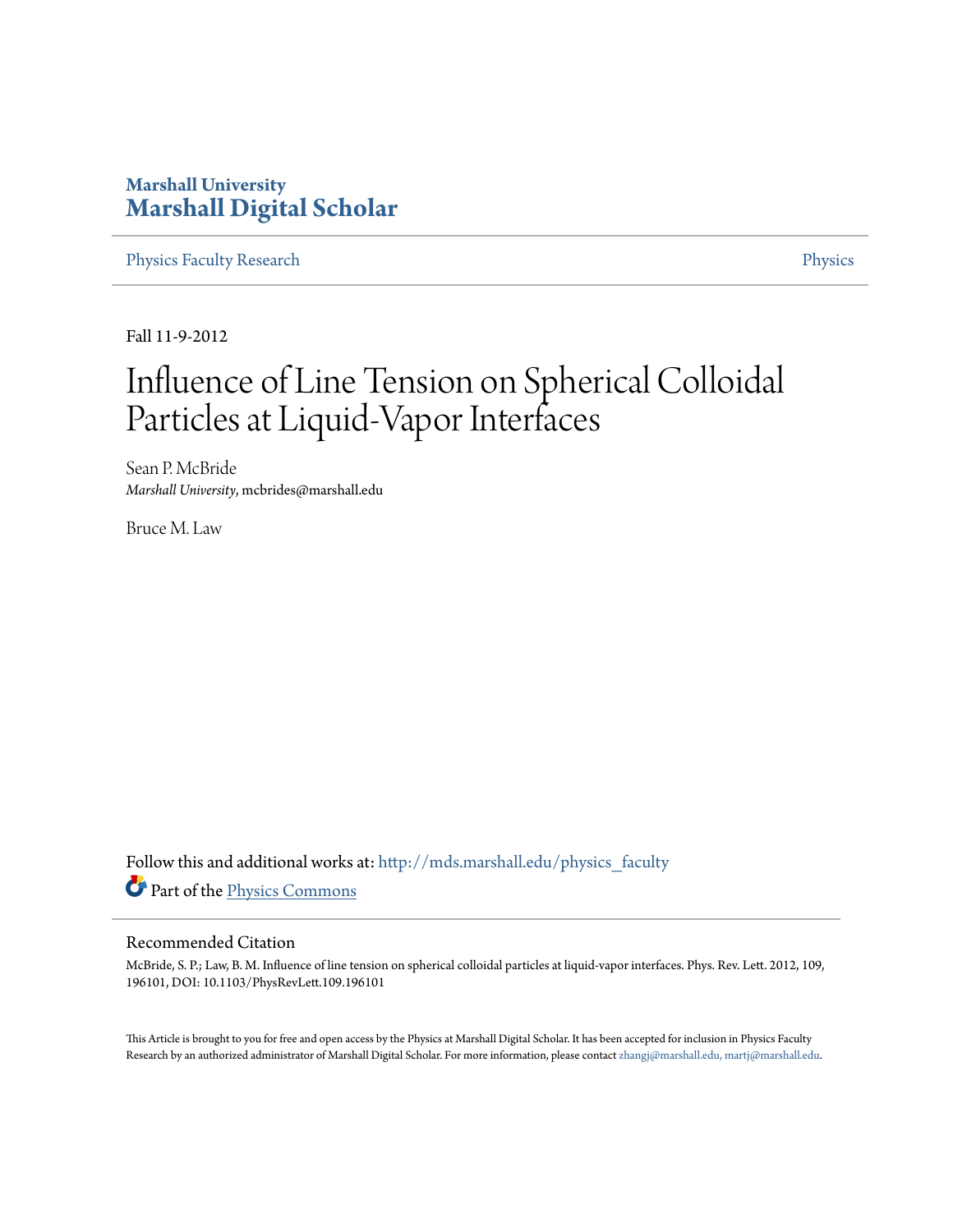**Marshall University**
# Marshall Digital Scholar

Physics Faculty Research | Physics

Fall 11-9-2012

# Influence of Line Tension on Spherical Colloidal Particles at Liquid-Vapor Interfaces

Sean P. McBride
*Marshall University*, mcbrides@marshall.edu

Bruce M. Law

Follow this and additional works at: http://mds.marshall.edu/physics_faculty

Part of the Physics Commons

## Recommended Citation

McBride, S. P.; Law, B. M. Influence of line tension on spherical colloidal particles at liquid-vapor interfaces. Phys. Rev. Lett. 2012, 109, 196101, DOI: 10.1103/PhysRevLett.109.196101

This Article is brought to you for free and open access by the Physics at Marshall Digital Scholar. It has been accepted for inclusion in Physics Faculty Research by an authorized administrator of Marshall Digital Scholar. For more information, please contact zhangj@marshall.edu, martj@marshall.edu.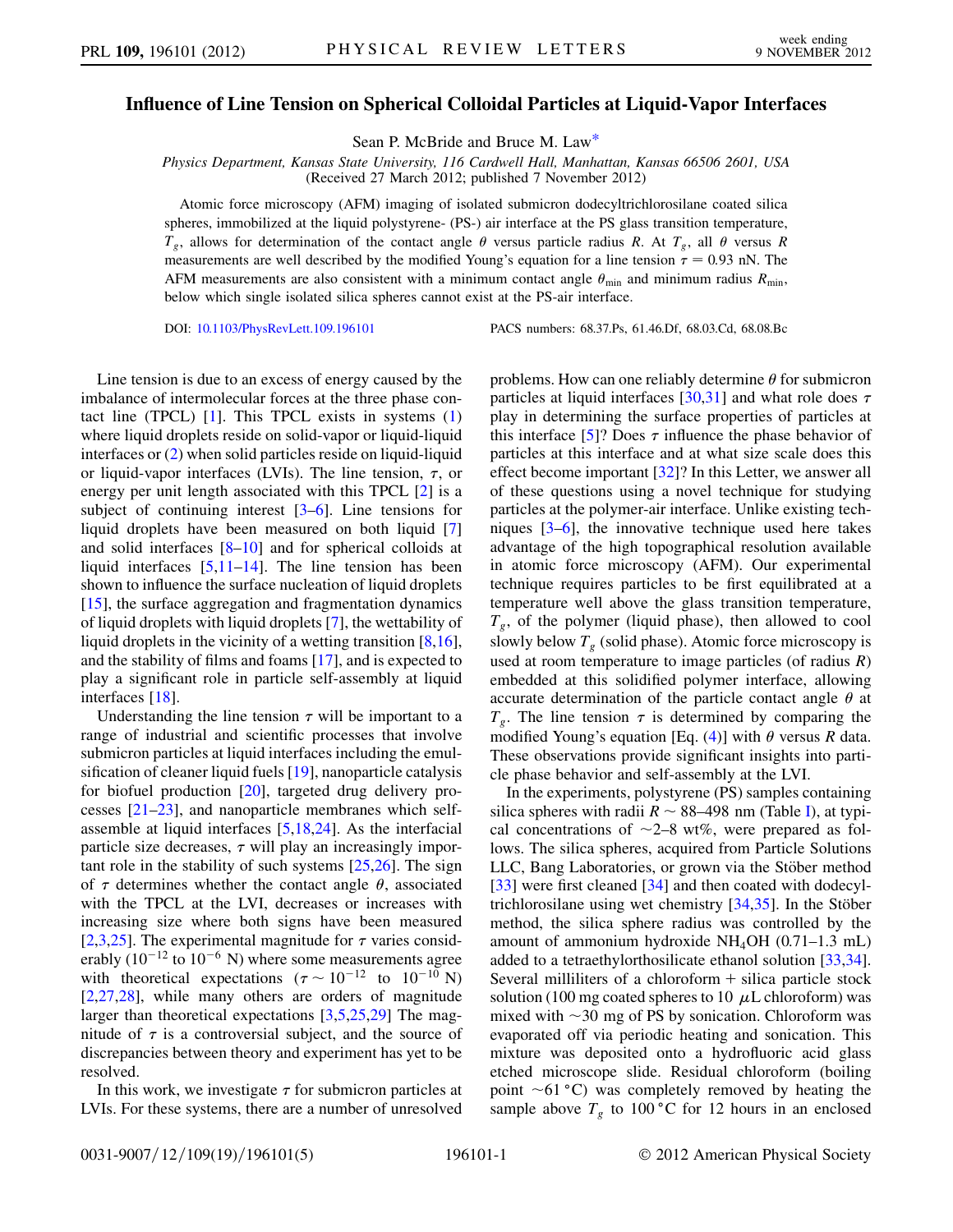# Influence of Line Tension on Spherical Colloidal Particles at Liquid-Vapor Interfaces

Sean P. McBride and Bruce M. Law*

*Physics Department, Kansas State University, 116 Cardwell Hall, Manhattan, Kansas 66506 2601, USA*
(Received 27 March 2012; published 7 November 2012)

Atomic force microscopy (AFM) imaging of isolated submicron dodecyltrichlorosilane coated silica spheres, immobilized at the liquid polystyrene- (PS-) air interface at the PS glass transition temperature, $T_g$, allows for determination of the contact angle $\theta$ versus particle radius $R$. At $T_g$, all $\theta$ versus $R$ measurements are well described by the modified Young's equation for a line tension $\tau = 0.93$ nN. The AFM measurements are also consistent with a minimum contact angle $\theta_{\min}$ and minimum radius $R_{\min}$, below which single isolated silica spheres cannot exist at the PS-air interface.

DOI: 10.1103/PhysRevLett.109.196101

PACS numbers: 68.37.Ps, 61.46.Df, 68.03.Cd, 68.08.Bc

Line tension is due to an excess of energy caused by the imbalance of intermolecular forces at the three phase contact line (TPCL) [1]. This TPCL exists in systems (1) where liquid droplets reside on solid-vapor or liquid-liquid interfaces or (2) when solid particles reside on liquid-liquid or liquid-vapor interfaces (LVIs). The line tension, $\tau$, or energy per unit length associated with this TPCL [2] is a subject of continuing interest [3–6]. Line tensions for liquid droplets have been measured on both liquid [7] and solid interfaces [8–10] and for spherical colloids at liquid interfaces [5,11–14]. The line tension has been shown to influence the surface nucleation of liquid droplets [15], the surface aggregation and fragmentation dynamics of liquid droplets with liquid droplets [7], the wettability of liquid droplets in the vicinity of a wetting transition [8,16], and the stability of films and foams [17], and is expected to play a significant role in particle self-assembly at liquid interfaces [18].

Understanding the line tension $\tau$ will be important to a range of industrial and scientific processes that involve submicron particles at liquid interfaces including the emulsification of cleaner liquid fuels [19], nanoparticle catalysis for biofuel production [20], targeted drug delivery processes [21–23], and nanoparticle membranes which self-assemble at liquid interfaces [5,18,24]. As the interfacial particle size decreases, $\tau$ will play an increasingly important role in the stability of such systems [25,26]. The sign of $\tau$ determines whether the contact angle $\theta$, associated with the TPCL at the LVI, decreases or increases with increasing size where both signs have been measured [2,3,25]. The experimental magnitude for $\tau$ varies considerably ($10^{-12}$ to $10^{-6}$ N) where some measurements agree with theoretical expectations ($\tau \sim 10^{-12}$ to $10^{-10}$ N) [2,27,28], while many others are orders of magnitude larger than theoretical expectations [3,5,25,29] The magnitude of $\tau$ is a controversial subject, and the source of discrepancies between theory and experiment has yet to be resolved.

In this work, we investigate $\tau$ for submicron particles at LVIs. For these systems, there are a number of unresolved problems. How can one reliably determine $\theta$ for submicron particles at liquid interfaces [30,31] and what role does $\tau$ play in determining the surface properties of particles at this interface [5]? Does $\tau$ influence the phase behavior of particles at this interface and at what size scale does this effect become important [32]? In this Letter, we answer all of these questions using a novel technique for studying particles at the polymer-air interface. Unlike existing techniques [3–6], the innovative technique used here takes advantage of the high topographical resolution available in atomic force microscopy (AFM). Our experimental technique requires particles to be first equilibrated at a temperature well above the glass transition temperature, $T_g$, of the polymer (liquid phase), then allowed to cool slowly below $T_g$ (solid phase). Atomic force microscopy is used at room temperature to image particles (of radius $R$) embedded at this solidified polymer interface, allowing accurate determination of the particle contact angle $\theta$ at $T_g$. The line tension $\tau$ is determined by comparing the modified Young's equation [Eq. (4)] with $\theta$ versus $R$ data. These observations provide significant insights into particle phase behavior and self-assembly at the LVI.

In the experiments, polystyrene (PS) samples containing silica spheres with radii $R \sim 88$–498 nm (Table I), at typical concentrations of $\sim$2–8 wt%, were prepared as follows. The silica spheres, acquired from Particle Solutions LLC, Bang Laboratories, or grown via the Stöber method [33] were first cleaned [34] and then coated with dodecyltrichlorosilane using wet chemistry [34,35]. In the Stöber method, the silica sphere radius was controlled by the amount of ammonium hydroxide $NH_4OH$ (0.71–1.3 mL) added to a tetraethylorthosilicate ethanol solution [33,34]. Several milliliters of a chloroform + silica particle stock solution (100 mg coated spheres to 10 $\mu$L chloroform) was mixed with $\sim$30 mg of PS by sonication. Chloroform was evaporated off via periodic heating and sonication. This mixture was deposited onto a hydrofluoric acid glass etched microscope slide. Residual chloroform (boiling point $\sim$61 °C) was completely removed by heating the sample above $T_g$ to 100 °C for 12 hours in an enclosed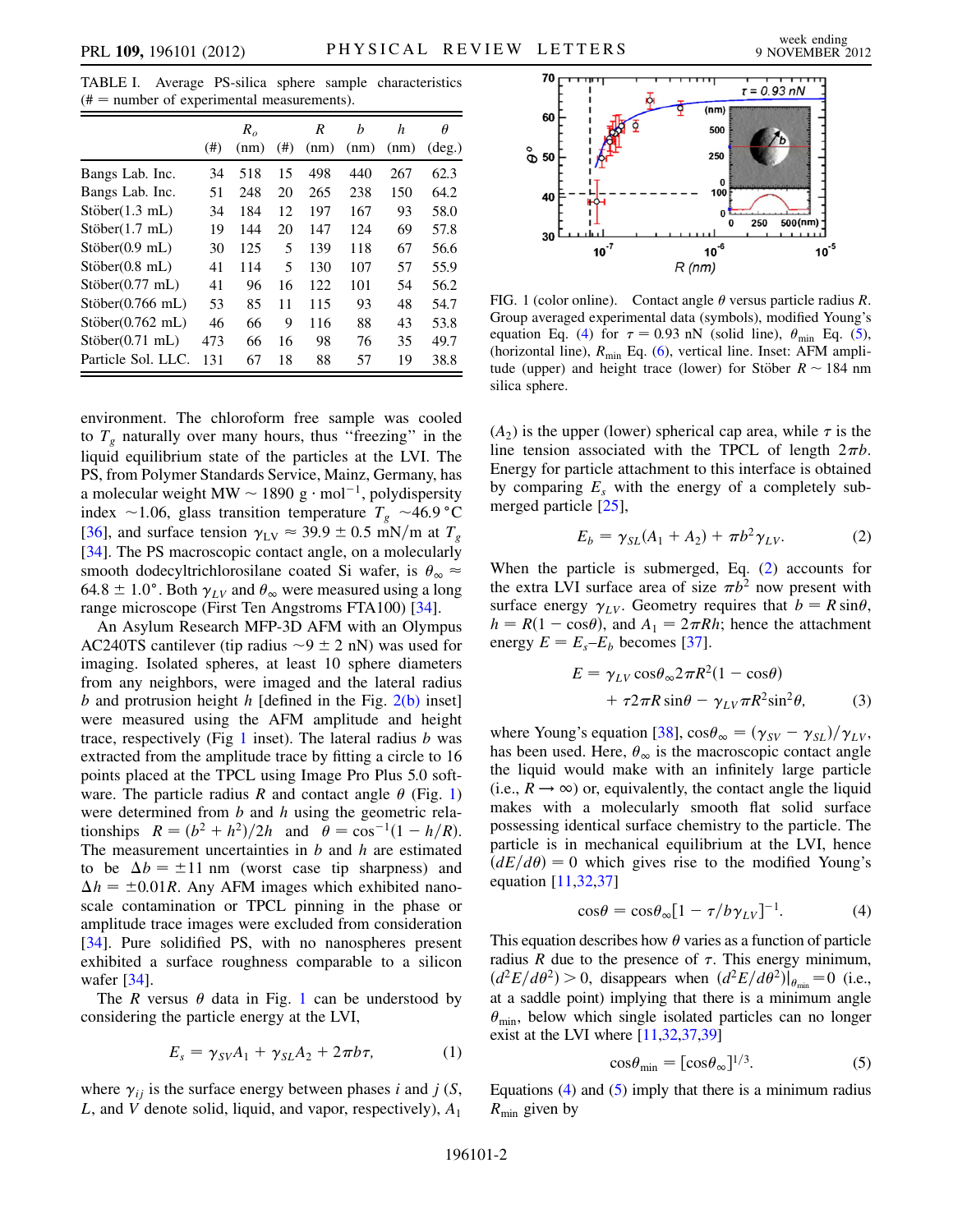TABLE I. Average PS-silica sphere sample characteristics (# = number of experimental measurements).

| | (#) | $R_o$ (nm) | (#) | $R$ (nm) | $b$ (nm) | $h$ (nm) | $\theta$ (deg.) |
|---|---|---|---|---|---|---|---|
| Bangs Lab. Inc. | 34 | 518 | 15 | 498 | 440 | 267 | 62.3 |
| Bangs Lab. Inc. | 51 | 248 | 20 | 265 | 238 | 150 | 64.2 |
| Stöber(1.3 mL) | 34 | 184 | 12 | 197 | 167 | 93 | 58.0 |
| Stöber(1.7 mL) | 19 | 144 | 20 | 147 | 124 | 69 | 57.8 |
| Stöber(0.9 mL) | 30 | 125 | 5 | 139 | 118 | 67 | 56.6 |
| Stöber(0.8 mL) | 41 | 114 | 5 | 130 | 107 | 57 | 55.9 |
| Stöber(0.77 mL) | 41 | 96 | 16 | 122 | 101 | 54 | 56.2 |
| Stöber(0.766 mL) | 53 | 85 | 11 | 115 | 93 | 48 | 54.7 |
| Stöber(0.762 mL) | 46 | 66 | 9 | 116 | 88 | 43 | 53.8 |
| Stöber(0.71 mL) | 473 | 66 | 16 | 98 | 76 | 35 | 49.7 |
| Particle Sol. LLC. | 131 | 67 | 18 | 88 | 57 | 19 | 38.8 |

FIG. 1 (color online). Contact angle $\theta$ versus particle radius $R$. Group averaged experimental data (symbols), modified Young's equation Eq. (4) for $\tau = 0.93$ nN (solid line), $\theta_{\min}$ Eq. (5), (horizontal line), $R_{\min}$ Eq. (6), vertical line. Inset: AFM amplitude (upper) and height trace (lower) for Stöber $R \sim 184$ nm silica sphere.

environment. The chloroform free sample was cooled to $T_g$ naturally over many hours, thus "freezing" in the liquid equilibrium state of the particles at the LVI. The PS, from Polymer Standards Service, Mainz, Germany, has a molecular weight MW $\sim 1890$ g $\cdot$ mol$^{-1}$, polydispersity index $\sim 1.06$, glass transition temperature $T_g$ $\sim 46.9$ °C [36], and surface tension $\gamma_{LV} \approx 39.9 \pm 0.5$ mN/m at $T_g$ [34]. The PS macroscopic contact angle, on a molecularly smooth dodecyltrichlorosilane coated Si wafer, is $\theta_\infty \approx 64.8 \pm 1.0°$. Both $\gamma_{LV}$ and $\theta_\infty$ were measured using a long range microscope (First Ten Angstroms FTA100) [34].

An Asylum Research MFP-3D AFM with an Olympus AC240TS cantilever (tip radius $\sim 9 \pm 2$ nN) was used for imaging. Isolated spheres, at least 10 sphere diameters from any neighbors, were imaged and the lateral radius $b$ and protrusion height $h$ [defined in the Fig. 2(b) inset] were measured using the AFM amplitude and height trace, respectively (Fig 1 inset). The lateral radius $b$ was extracted from the amplitude trace by fitting a circle to 16 points placed at the TPCL using Image Pro Plus 5.0 software. The particle radius $R$ and contact angle $\theta$ (Fig. 1) were determined from $b$ and $h$ using the geometric relationships $R = (b^2 + h^2)/2h$ and $\theta = \cos^{-1}(1 - h/R)$. The measurement uncertainties in $b$ and $h$ are estimated to be $\Delta b = \pm 11$ nm (worst case tip sharpness) and $\Delta h = \pm 0.01R$. Any AFM images which exhibited nanoscale contamination or TPCL pinning in the phase or amplitude trace images were excluded from consideration [34]. Pure solidified PS, with no nanospheres present exhibited a surface roughness comparable to a silicon wafer [34].

The $R$ versus $\theta$ data in Fig. 1 can be understood by considering the particle energy at the LVI,

$$E_s = \gamma_{SV} A_1 + \gamma_{SL} A_2 + 2\pi b\tau, \tag{1}$$

where $\gamma_{ij}$ is the surface energy between phases $i$ and $j$ ($S$, $L$, and $V$ denote solid, liquid, and vapor, respectively), $A_1$ ($A_2$) is the upper (lower) spherical cap area, while $\tau$ is the line tension associated with the TPCL of length $2\pi b$. Energy for particle attachment to this interface is obtained by comparing $E_s$ with the energy of a completely submerged particle [25],

$$E_b = \gamma_{SL}(A_1 + A_2) + \pi b^2 \gamma_{LV}. \tag{2}$$

When the particle is submerged, Eq. (2) accounts for the extra LVI surface area of size $\pi b^2$ now present with surface energy $\gamma_{LV}$. Geometry requires that $b = R\sin\theta$, $h = R(1 - \cos\theta)$, and $A_1 = 2\pi R h$; hence the attachment energy $E = E_s - E_b$ becomes [37].

$$E = \gamma_{LV}\cos\theta_\infty 2\pi R^2(1 - \cos\theta) + \tau 2\pi R\sin\theta - \gamma_{LV}\pi R^2 \sin^2\theta, \tag{3}$$

where Young's equation [38], $\cos\theta_\infty = (\gamma_{SV} - \gamma_{SL})/\gamma_{LV}$, has been used. Here, $\theta_\infty$ is the macroscopic contact angle the liquid would make with an infinitely large particle (i.e., $R \to \infty$) or, equivalently, the contact angle the liquid makes with a molecularly smooth flat solid surface possessing identical surface chemistry to the particle. The particle is in mechanical equilibrium at the LVI, hence $(dE/d\theta) = 0$ which gives rise to the modified Young's equation [11,32,37]

$$\cos\theta = \cos\theta_\infty[1 - \tau/b\gamma_{LV}]^{-1}. \tag{4}$$

This equation describes how $\theta$ varies as a function of particle radius $R$ due to the presence of $\tau$. This energy minimum, $(d^2E/d\theta^2) > 0$, disappears when $(d^2E/d\theta^2)|_{\theta_{\min}} = 0$ (i.e., at a saddle point) implying that there is a minimum angle $\theta_{\min}$, below which single isolated particles can no longer exist at the LVI where [11,32,37,39]

$$\cos\theta_{\min} = [\cos\theta_\infty]^{1/3}. \tag{5}$$

Equations (4) and (5) imply that there is a minimum radius $R_{\min}$ given by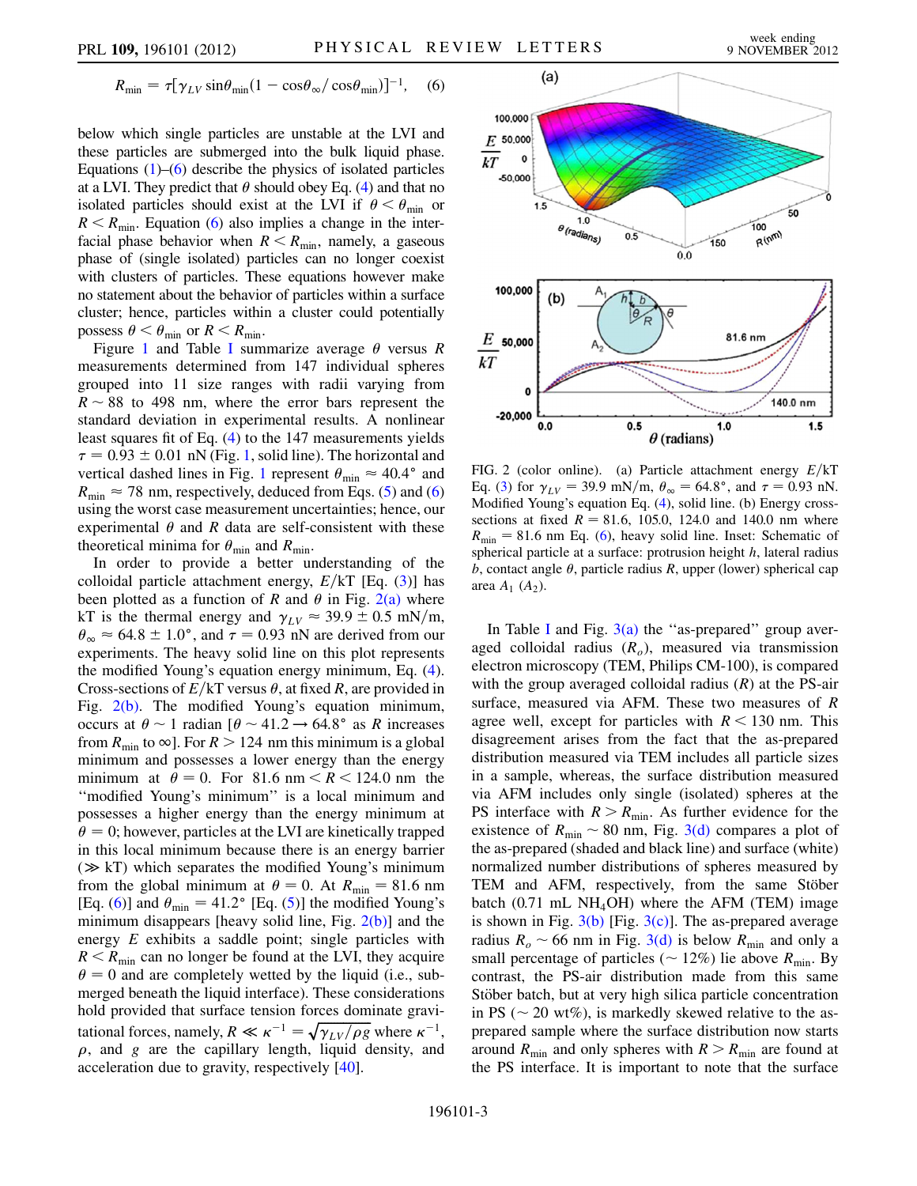$$R_{\min} = \tau[\gamma_{LV}\sin\theta_{\min}(1 - \cos\theta_\infty/\cos\theta_{\min})]^{-1}, \quad (6)$$

below which single particles are unstable at the LVI and these particles are submerged into the bulk liquid phase. Equations (1)–(6) describe the physics of isolated particles at a LVI. They predict that $\theta$ should obey Eq. (4) and that no isolated particles should exist at the LVI if $\theta < \theta_{\min}$ or $R < R_{\min}$. Equation (6) also implies a change in the interfacial phase behavior when $R < R_{\min}$, namely, a gaseous phase of (single isolated) particles can no longer coexist with clusters of particles. These equations however make no statement about the behavior of particles within a surface cluster; hence, particles within a cluster could potentially possess $\theta < \theta_{\min}$ or $R < R_{\min}$.

Figure 1 and Table I summarize average $\theta$ versus $R$ measurements determined from 147 individual spheres grouped into 11 size ranges with radii varying from $R \sim 88$ to 498 nm, where the error bars represent the standard deviation in experimental results. A nonlinear least squares fit of Eq. (4) to the 147 measurements yields $\tau = 0.93 \pm 0.01$ nN (Fig. 1, solid line). The horizontal and vertical dashed lines in Fig. 1 represent $\theta_{\min} \approx 40.4°$ and $R_{\min} \approx 78$ nm, respectively, deduced from Eqs. (5) and (6) using the worst case measurement uncertainties; hence, our experimental $\theta$ and $R$ data are self-consistent with these theoretical minima for $\theta_{\min}$ and $R_{\min}$.

In order to provide a better understanding of the colloidal particle attachment energy, $E/\mathrm{kT}$ [Eq. (3)] has been plotted as a function of $R$ and $\theta$ in Fig. 2(a) where kT is the thermal energy and $\gamma_{LV} \approx 39.9 \pm 0.5$ mN/m, $\theta_\infty \approx 64.8 \pm 1.0°$, and $\tau = 0.93$ nN are derived from our experiments. The heavy solid line on this plot represents the modified Young's equation energy minimum, Eq. (4). Cross-sections of $E/\mathrm{kT}$ versus $\theta$, at fixed $R$, are provided in Fig. 2(b). The modified Young's equation minimum, occurs at $\theta \sim 1$ radian [$\theta \sim 41.2 \rightarrow 64.8°$ as $R$ increases from $R_{\min}$ to $\infty$]. For $R > 124$ nm this minimum is a global minimum and possesses a lower energy than the energy minimum at $\theta = 0$. For 81.6 nm $< R <$ 124.0 nm the "modified Young's minimum" is a local minimum and possesses a higher energy than the energy minimum at $\theta = 0$; however, particles at the LVI are kinetically trapped in this local minimum because there is an energy barrier ($\gg$ kT) which separates the modified Young's minimum from the global minimum at $\theta = 0$. At $R_{\min} = 81.6$ nm [Eq. (6)] and $\theta_{\min} = 41.2°$ [Eq. (5)] the modified Young's minimum disappears [heavy solid line, Fig. 2(b)] and the energy $E$ exhibits a saddle point; single particles with $R < R_{\min}$ can no longer be found at the LVI, they acquire $\theta = 0$ and are completely wetted by the liquid (i.e., submerged beneath the liquid interface). These considerations hold provided that surface tension forces dominate gravitational forces, namely, $R \ll \kappa^{-1} = \sqrt{\gamma_{LV}/\rho g}$ where $\kappa^{-1}$, $\rho$, and $g$ are the capillary length, liquid density, and acceleration due to gravity, respectively [40].

FIG. 2 (color online). (a) Particle attachment energy $E/\mathrm{kT}$ Eq. (3) for $\gamma_{LV} = 39.9$ mN/m, $\theta_\infty = 64.8°$, and $\tau = 0.93$ nN. Modified Young's equation Eq. (4), solid line. (b) Energy cross-sections at fixed $R = 81.6$, 105.0, 124.0 and 140.0 nm where $R_{\min} = 81.6$ nm Eq. (6), heavy solid line. Inset: Schematic of spherical particle at a surface: protrusion height $h$, lateral radius $b$, contact angle $\theta$, particle radius $R$, upper (lower) spherical cap area $A_1$ ($A_2$).

In Table I and Fig. 3(a) the "as-prepared" group averaged colloidal radius ($R_o$), measured via transmission electron microscopy (TEM, Philips CM-100), is compared with the group averaged colloidal radius ($R$) at the PS-air surface, measured via AFM. These two measures of $R$ agree well, except for particles with $R < 130$ nm. This disagreement arises from the fact that the as-prepared distribution measured via TEM includes all particle sizes in a sample, whereas, the surface distribution measured via AFM includes only single (isolated) spheres at the PS interface with $R > R_{\min}$. As further evidence for the existence of $R_{\min} \sim 80$ nm, Fig. 3(d) compares a plot of the as-prepared (shaded and black line) and surface (white) normalized number distributions of spheres measured by TEM and AFM, respectively, from the same Stöber batch (0.71 mL $NH_4OH$) where the AFM (TEM) image is shown in Fig. 3(b) [Fig. 3(c)]. The as-prepared average radius $R_o \sim 66$ nm in Fig. 3(d) is below $R_{\min}$ and only a small percentage of particles ($\sim 12\%$) lie above $R_{\min}$. By contrast, the PS-air distribution made from this same Stöber batch, but at very high silica particle concentration in PS ($\sim 20$ wt%), is markedly skewed relative to the as-prepared sample where the surface distribution now starts around $R_{\min}$ and only spheres with $R > R_{\min}$ are found at the PS interface. It is important to note that the surface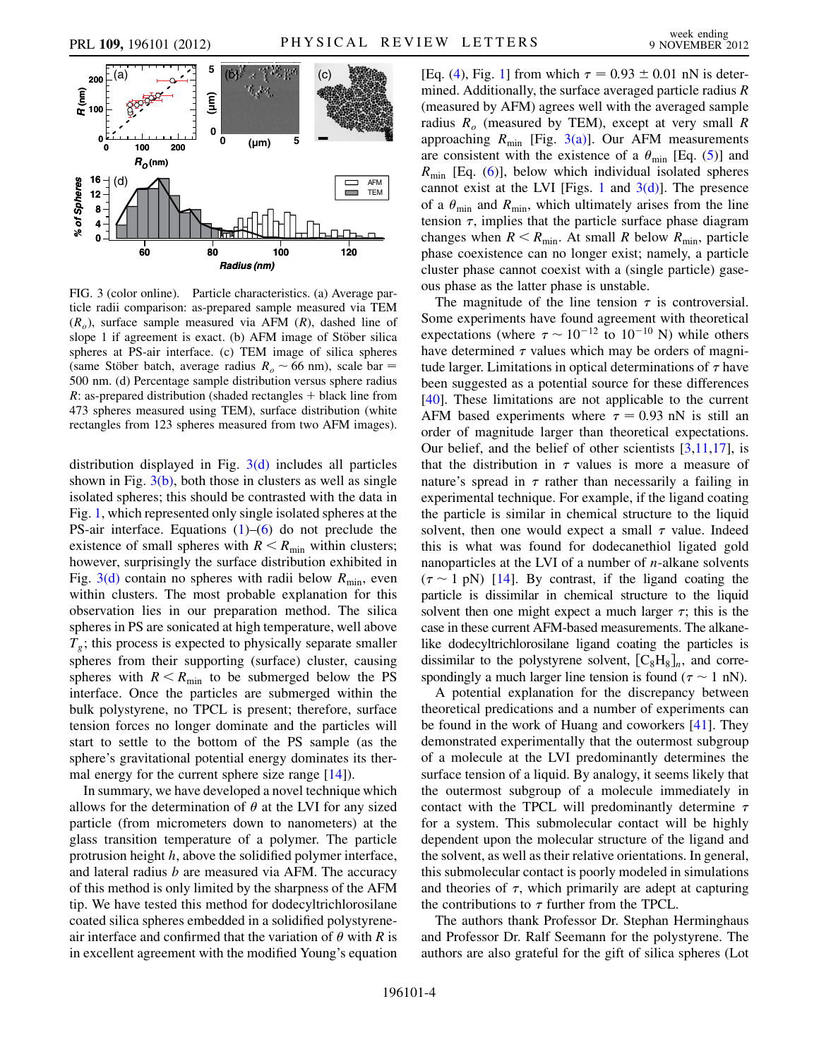FIG. 3 (color online). Particle characteristics. (a) Average particle radii comparison: as-prepared sample measured via TEM ($R_o$), surface sample measured via AFM ($R$), dashed line of slope 1 if agreement is exact. (b) AFM image of Stöber silica spheres at PS-air interface. (c) TEM image of silica spheres (same Stöber batch, average radius $R_o \sim 66$ nm), scale bar = 500 nm. (d) Percentage sample distribution versus sphere radius $R$: as-prepared distribution (shaded rectangles + black line from 473 spheres measured using TEM), surface distribution (white rectangles from 123 spheres measured from two AFM images).

distribution displayed in Fig. 3(d) includes all particles shown in Fig. 3(b), both those in clusters as well as single isolated spheres; this should be contrasted with the data in Fig. 1, which represented only single isolated spheres at the PS-air interface. Equations (1)–(6) do not preclude the existence of small spheres with $R < R_{\min}$ within clusters; however, surprisingly the surface distribution exhibited in Fig. 3(d) contain no spheres with radii below $R_{\min}$, even within clusters. The most probable explanation for this observation lies in our preparation method. The silica spheres in PS are sonicated at high temperature, well above $T_g$; this process is expected to physically separate smaller spheres from their supporting (surface) cluster, causing spheres with $R < R_{\min}$ to be submerged below the PS interface. Once the particles are submerged within the bulk polystyrene, no TPCL is present; therefore, surface tension forces no longer dominate and the particles will start to settle to the bottom of the PS sample (as the sphere's gravitational potential energy dominates its thermal energy for the current sphere size range [14]).

In summary, we have developed a novel technique which allows for the determination of $\theta$ at the LVI for any sized particle (from micrometers down to nanometers) at the glass transition temperature of a polymer. The particle protrusion height $h$, above the solidified polymer interface, and lateral radius $b$ are measured via AFM. The accuracy of this method is only limited by the sharpness of the AFM tip. We have tested this method for dodecyltrichlorosilane coated silica spheres embedded in a solidified polystyrene-air interface and confirmed that the variation of $\theta$ with $R$ is in excellent agreement with the modified Young's equation [Eq. (4), Fig. 1] from which $\tau = 0.93 \pm 0.01$ nN is determined. Additionally, the surface averaged particle radius $R$ (measured by AFM) agrees well with the averaged sample radius $R_o$ (measured by TEM), except at very small $R$ approaching $R_{\min}$ [Fig. 3(a)]. Our AFM measurements are consistent with the existence of a $\theta_{\min}$ [Eq. (5)] and $R_{\min}$ [Eq. (6)], below which individual isolated spheres cannot exist at the LVI [Figs. 1 and 3(d)]. The presence of a $\theta_{\min}$ and $R_{\min}$, which ultimately arises from the line tension $\tau$, implies that the particle surface phase diagram changes when $R < R_{\min}$. At small $R$ below $R_{\min}$, particle phase coexistence can no longer exist; namely, a particle cluster phase cannot coexist with a (single particle) gaseous phase as the latter phase is unstable.

The magnitude of the line tension $\tau$ is controversial. Some experiments have found agreement with theoretical expectations (where $\tau \sim 10^{-12}$ to $10^{-10}$ N) while others have determined $\tau$ values which may be orders of magnitude larger. Limitations in optical determinations of $\tau$ have been suggested as a potential source for these differences [40]. These limitations are not applicable to the current AFM based experiments where $\tau = 0.93$ nN is still an order of magnitude larger than theoretical expectations. Our belief, and the belief of other scientists [3,11,17], is that the distribution in $\tau$ values is more a measure of nature's spread in $\tau$ rather than necessarily a failing in experimental technique. For example, if the ligand coating the particle is similar in chemical structure to the liquid solvent, then one would expect a small $\tau$ value. Indeed this is what was found for dodecanethiol ligated gold nanoparticles at the LVI of a number of $n$-alkane solvents ($\tau \sim 1$ pN) [14]. By contrast, if the ligand coating the particle is dissimilar in chemical structure to the liquid solvent then one might expect a much larger $\tau$; this is the case in these current AFM-based measurements. The alkane-like dodecyltrichlorosilane ligand coating the particles is dissimilar to the polystyrene solvent, $[C_8H_8]_n$, and correspondingly a much larger line tension is found ($\tau \sim 1$ nN).

A potential explanation for the discrepancy between theoretical predictions and a number of experiments can be found in the work of Huang and coworkers [41]. They demonstrated experimentally that the outermost subgroup of a molecule at the LVI predominantly determines the surface tension of a liquid. By analogy, it seems likely that the outermost subgroup of a molecule immediately in contact with the TPCL will predominantly determine $\tau$ for a system. This submolecular contact will be highly dependent upon the molecular structure of the ligand and the solvent, as well as their relative orientations. In general, this submolecular contact is poorly modeled in simulations and theories of $\tau$, which primarily are adept at capturing the contributions to $\tau$ further from the TPCL.

The authors thank Professor Dr. Stephan Herminghaus and Professor Dr. Ralf Seemann for the polystyrene. The authors are also grateful for the gift of silica spheres (Lot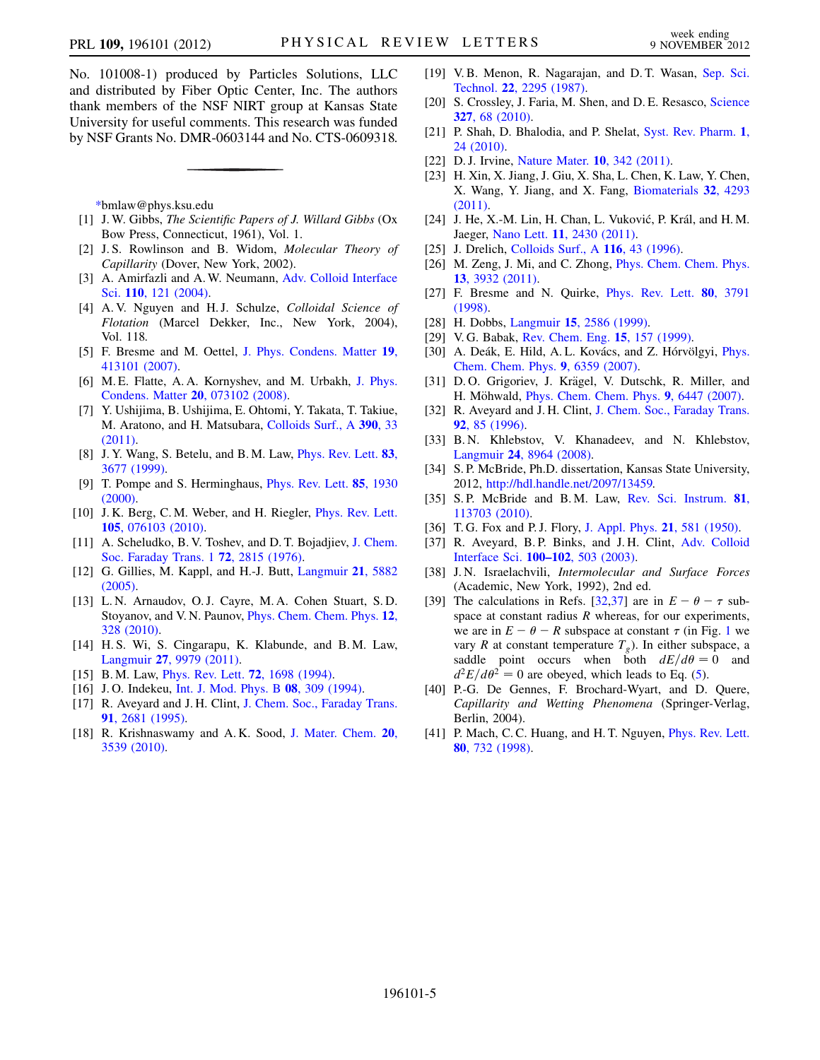No. 101008-1) produced by Particles Solutions, LLC and distributed by Fiber Optic Center, Inc. The authors thank members of the NSF NIRT group at Kansas State University for useful comments. This research was funded by NSF Grants No. DMR-0603144 and No. CTS-0609318.

---

*bmlaw@phys.ksu.edu

[1] J. W. Gibbs, *The Scientific Papers of J. Willard Gibbs* (Ox Bow Press, Connecticut, 1961), Vol. 1.

[2] J. S. Rowlinson and B. Widom, *Molecular Theory of Capillarity* (Dover, New York, 2002).

[3] A. Amirfazli and A. W. Neumann, Adv. Colloid Interface Sci. **110**, 121 (2004).

[4] A. V. Nguyen and H. J. Schulze, *Colloidal Science of Flotation* (Marcel Dekker, Inc., New York, 2004), Vol. 118.

[5] F. Bresme and M. Oettel, J. Phys. Condens. Matter **19**, 413101 (2007).

[6] M. E. Flatte, A. A. Kornyshev, and M. Urbakh, J. Phys. Condens. Matter **20**, 073102 (2008).

[7] Y. Ushijima, B. Ushijima, E. Ohtomi, Y. Takata, T. Takiue, M. Aratono, and H. Matsubara, Colloids Surf., A **390**, 33 (2011).

[8] J. Y. Wang, S. Betelu, and B. M. Law, Phys. Rev. Lett. **83**, 3677 (1999).

[9] T. Pompe and S. Herminghaus, Phys. Rev. Lett. **85**, 1930 (2000).

[10] J. K. Berg, C. M. Weber, and H. Riegler, Phys. Rev. Lett. **105**, 076103 (2010).

[11] A. Scheludko, B. V. Toshev, and D. T. Bojadjiev, J. Chem. Soc. Faraday Trans. 1 **72**, 2815 (1976).

[12] G. Gillies, M. Kappl, and H.-J. Butt, Langmuir **21**, 5882 (2005).

[13] L. N. Arnaudov, O. J. Cayre, M. A. Cohen Stuart, S. D. Stoyanov, and V. N. Paunov, Phys. Chem. Chem. Phys. **12**, 328 (2010).

[14] H. S. Wi, S. Cingarapu, K. Klabunde, and B. M. Law, Langmuir **27**, 9979 (2011).

[15] B. M. Law, Phys. Rev. Lett. **72**, 1698 (1994).

[16] J. O. Indekeu, Int. J. Mod. Phys. B **08**, 309 (1994).

[17] R. Aveyard and J. H. Clint, J. Chem. Soc., Faraday Trans. **91**, 2681 (1995).

[18] R. Krishnaswamy and A. K. Sood, J. Mater. Chem. **20**, 3539 (2010).

[19] V. B. Menon, R. Nagarajan, and D. T. Wasan, Sep. Sci. Technol. **22**, 2295 (1987).

[20] S. Crossley, J. Faria, M. Shen, and D. E. Resasco, Science **327**, 68 (2010).

[21] P. Shah, D. Bhalodia, and P. Shelat, Syst. Rev. Pharm. **1**, 24 (2010).

[22] D. J. Irvine, Nature Mater. **10**, 342 (2011).

[23] H. Xin, X. Jiang, J. Giu, X. Sha, L. Chen, K. Law, Y. Chen, X. Wang, Y. Jiang, and X. Fang, Biomaterials **32**, 4293 (2011).

[24] J. He, X.-M. Lin, H. Chan, L. Vuković, P. Král, and H. M. Jaeger, Nano Lett. **11**, 2430 (2011).

[25] J. Drelich, Colloids Surf., A **116**, 43 (1996).

[26] M. Zeng, J. Mi, and C. Zhong, Phys. Chem. Chem. Phys. **13**, 3932 (2011).

[27] F. Bresme and N. Quirke, Phys. Rev. Lett. **80**, 3791 (1998).

[28] H. Dobbs, Langmuir **15**, 2586 (1999).

[29] V. G. Babak, Rev. Chem. Eng. **15**, 157 (1999).

[30] A. Deák, E. Hild, A. L. Kovács, and Z. Hórvölgyi, Phys. Chem. Chem. Phys. **9**, 6359 (2007).

[31] D. O. Grigoriev, J. Krägel, V. Dutschk, R. Miller, and H. Möhwald, Phys. Chem. Chem. Phys. **9**, 6447 (2007).

[32] R. Aveyard and J. H. Clint, J. Chem. Soc., Faraday Trans. **92**, 85 (1996).

[33] B. N. Khlebstov, V. Khanadeev, and N. Khlebstov, Langmuir **24**, 8964 (2008).

[34] S. P. McBride, Ph.D. dissertation, Kansas State University, 2012, http://hdl.handle.net/2097/13459.

[35] S. P. McBride and B. M. Law, Rev. Sci. Instrum. **81**, 113703 (2010).

[36] T. G. Fox and P. J. Flory, J. Appl. Phys. **21**, 581 (1950).

[37] R. Aveyard, B. P. Binks, and J. H. Clint, Adv. Colloid Interface Sci. **100–102**, 503 (2003).

[38] J. N. Israelachvili, *Intermolecular and Surface Forces* (Academic, New York, 1992), 2nd ed.

[39] The calculations in Refs. [32,37] are in $E - \theta - \tau$ subspace at constant radius $R$ whereas, for our experiments, we are in $E - \theta - R$ subspace at constant $\tau$ (in Fig. 1 we vary $R$ at constant temperature $T_g$). In either subspace, a saddle point occurs when both $dE/d\theta = 0$ and $d^2E/d\theta^2 = 0$ are obeyed, which leads to Eq. (5).

[40] P.-G. De Gennes, F. Brochard-Wyart, and D. Quere, *Capillarity and Wetting Phenomena* (Springer-Verlag, Berlin, 2004).

[41] P. Mach, C. C. Huang, and H. T. Nguyen, Phys. Rev. Lett. **80**, 732 (1998).